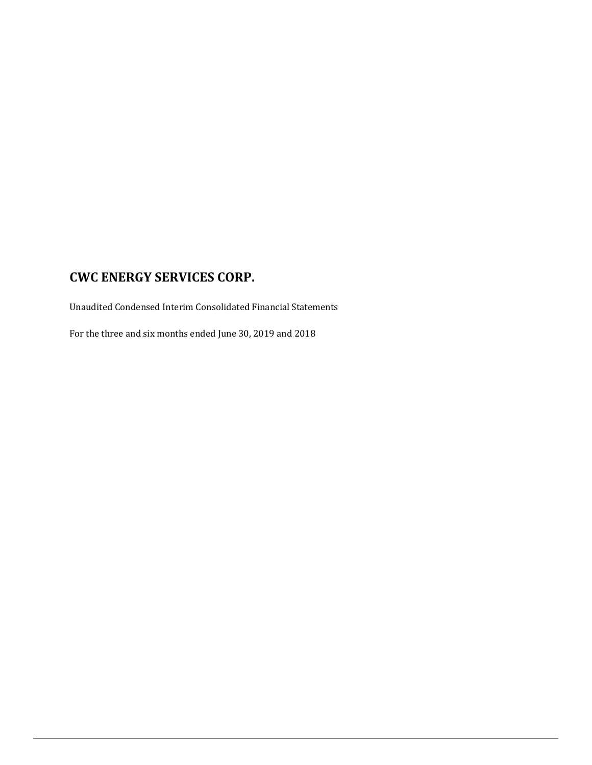# CWC ENERGY SERVICES CORP.

Unaudited Condensed Interim Consolidated Financial Statements

For the three and six months ended June 30, 2019 and 2018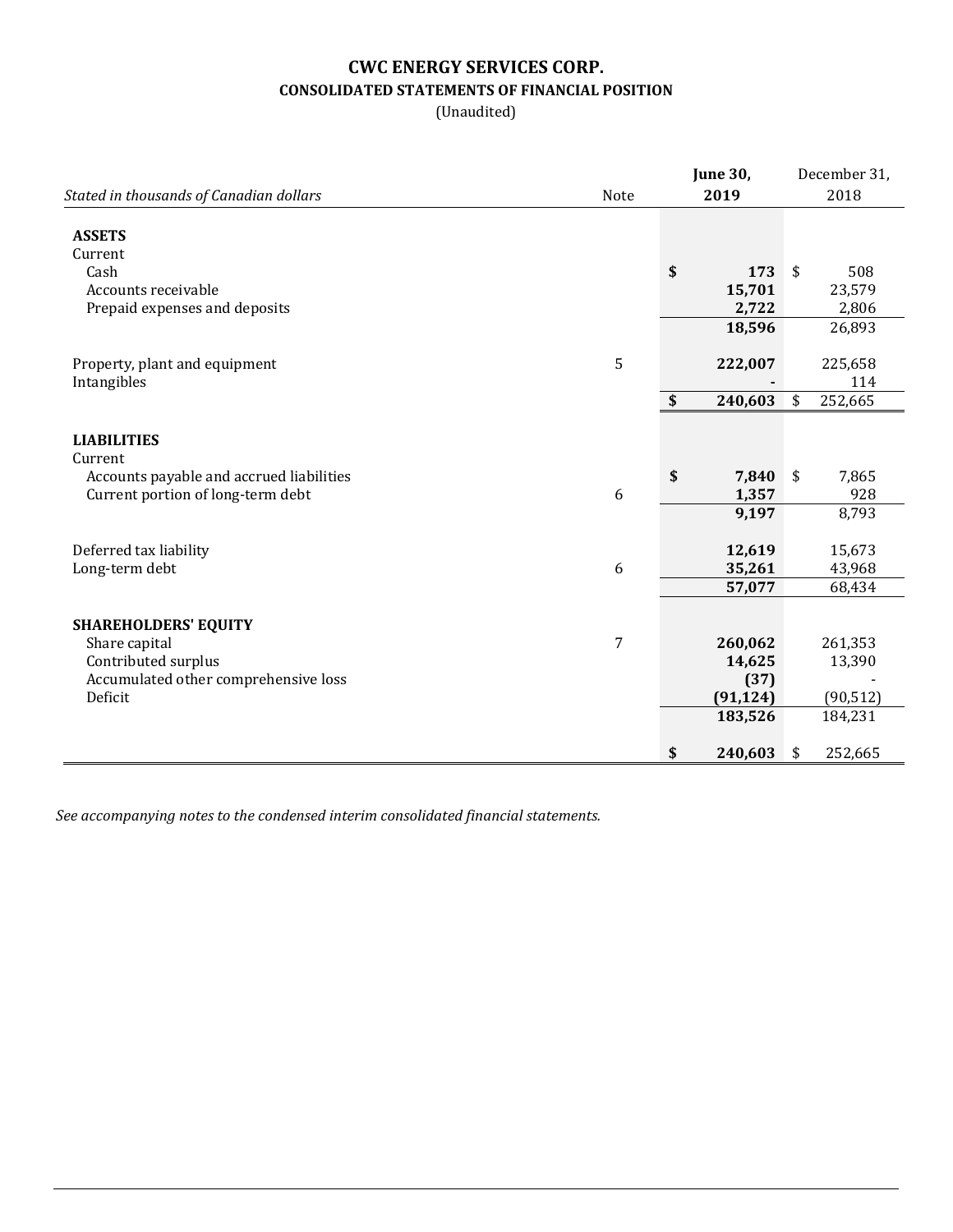# CWC ENERGY SERVICES CORP.

## CONSOLIDATED STATEMENTS OF FINANCIAL POSITION

(Unaudited)

| *Stated in thousands of Canadian dollars* | Note | **June 30, 2019** | December 31, 2018 |
|---|---|---|---|
| **ASSETS** | | | |
| Current | | | |
| Cash | | **$ 173** | $ 508 |
| Accounts receivable | | **15,701** | 23,579 |
| Prepaid expenses and deposits | | **2,722** | 2,806 |
| | | **18,596** | 26,893 |
| Property, plant and equipment | 5 | **222,007** | 225,658 |
| Intangibles | | **-** | 114 |
| | | **$ 240,603** | $ 252,665 |
| **LIABILITIES** | | | |
| Current | | | |
| Accounts payable and accrued liabilities | | **$ 7,840** | $ 7,865 |
| Current portion of long-term debt | 6 | **1,357** | 928 |
| | | **9,197** | 8,793 |
| Deferred tax liability | | **12,619** | 15,673 |
| Long-term debt | 6 | **35,261** | 43,968 |
| | | **57,077** | 68,434 |
| **SHAREHOLDERS' EQUITY** | | | |
| Share capital | 7 | **260,062** | 261,353 |
| Contributed surplus | | **14,625** | 13,390 |
| Accumulated other comprehensive loss | | **(37)** | - |
| Deficit | | **(91,124)** | (90,512) |
| | | **183,526** | 184,231 |
| | | **$ 240,603** | $ 252,665 |

*See accompanying notes to the condensed interim consolidated financial statements.*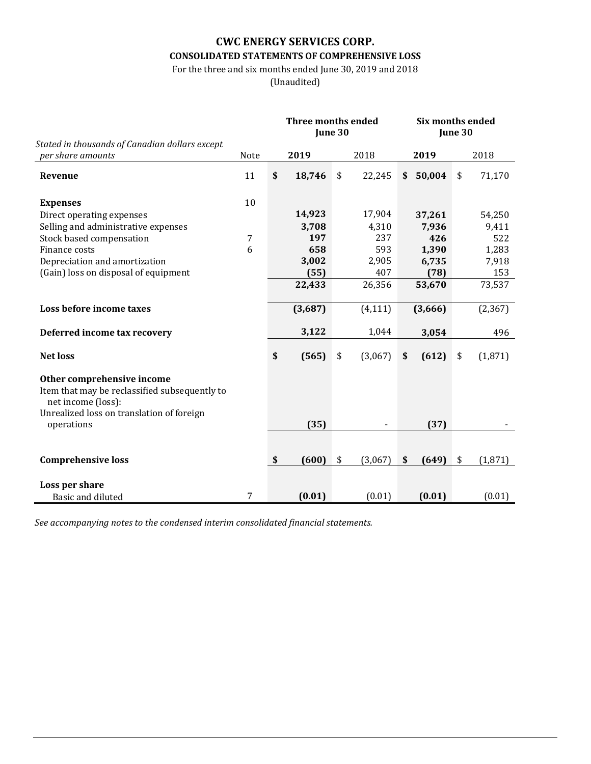# CWC ENERGY SERVICES CORP.

## CONSOLIDATED STATEMENTS OF COMPREHENSIVE LOSS

For the three and six months ended June 30, 2019 and 2018

(Unaudited)

| *Stated in thousands of Canadian dollars except per share amounts* | Note | Three months ended June 30 2019 | Three months ended June 30 2018 | Six months ended June 30 2019 | Six months ended June 30 2018 |
|---|---|---|---|---|---|
| **Revenue** | 11 | **$ 18,746** | $ 22,245 | **$ 50,004** | $ 71,170 |
| **Expenses** | 10 | | | | |
| Direct operating expenses | | **14,923** | 17,904 | **37,261** | 54,250 |
| Selling and administrative expenses | | **3,708** | 4,310 | **7,936** | 9,411 |
| Stock based compensation | 7 | **197** | 237 | **426** | 522 |
| Finance costs | 6 | **658** | 593 | **1,390** | 1,283 |
| Depreciation and amortization | | **3,002** | 2,905 | **6,735** | 7,918 |
| (Gain) loss on disposal of equipment | | **(55)** | 407 | **(78)** | 153 |
| | | **22,433** | 26,356 | **53,670** | 73,537 |
| **Loss before income taxes** | | **(3,687)** | (4,111) | **(3,666)** | (2,367) |
| **Deferred income tax recovery** | | **3,122** | 1,044 | **3,054** | 496 |
| **Net loss** | | **$ (565)** | $ (3,067) | **$ (612)** | $ (1,871) |
| **Other comprehensive income** | | | | | |
| Item that may be reclassified subsequently to net income (loss): | | | | | |
| Unrealized loss on translation of foreign operations | | **(35)** | - | **(37)** | - |
| **Comprehensive loss** | | **$ (600)** | $ (3,067) | **$ (649)** | $ (1,871) |
| **Loss per share** | | | | | |
| Basic and diluted | 7 | **(0.01)** | (0.01) | **(0.01)** | (0.01) |

*See accompanying notes to the condensed interim consolidated financial statements.*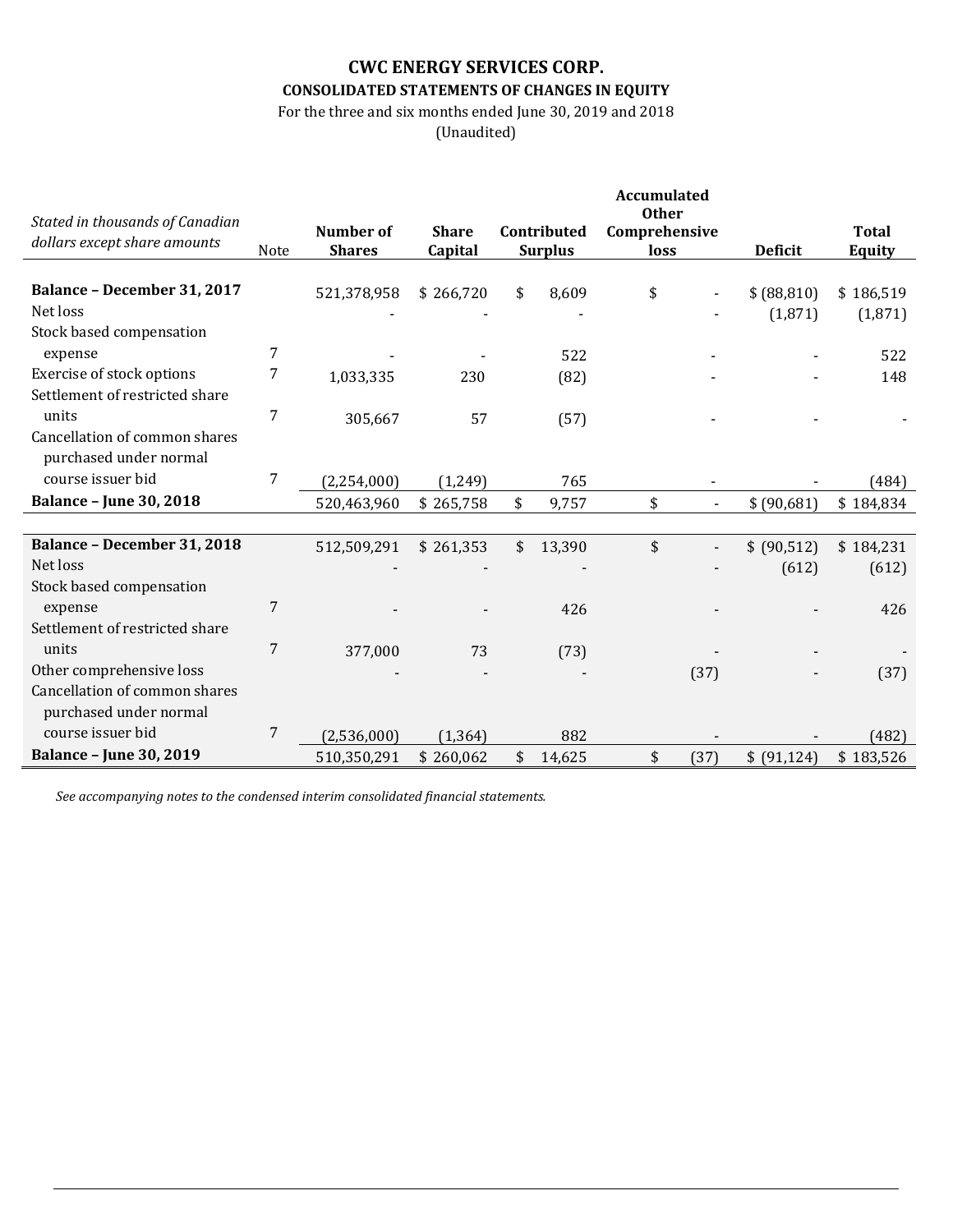# CWC ENERGY SERVICES CORP.

## CONSOLIDATED STATEMENTS OF CHANGES IN EQUITY

For the three and six months ended June 30, 2019 and 2018

(Unaudited)

| *Stated in thousands of Canadian dollars except share amounts* | Note | Number of Shares | Share Capital | Contributed Surplus | Accumulated Other Comprehensive loss | Deficit | Total Equity |
|---|---|---|---|---|---|---|---|
| **Balance – December 31, 2017** | | 521,378,958 | $ 266,720 | $ 8,609 | $ - | $ (88,810) | $ 186,519 |
| Net loss | | - | - | - | - | (1,871) | (1,871) |
| Stock based compensation expense | 7 | - | - | 522 | - | - | 522 |
| Exercise of stock options | 7 | 1,033,335 | 230 | (82) | - | - | 148 |
| Settlement of restricted share units | 7 | 305,667 | 57 | (57) | - | - | - |
| Cancellation of common shares purchased under normal course issuer bid | 7 | (2,254,000) | (1,249) | 765 | - | - | (484) |
| **Balance – June 30, 2018** | | 520,463,960 | $ 265,758 | $ 9,757 | $ - | $ (90,681) | $ 184,834 |
| | | | | | | | |
| **Balance – December 31, 2018** | | 512,509,291 | $ 261,353 | $ 13,390 | $ - | $ (90,512) | $ 184,231 |
| Net loss | | - | - | - | - | (612) | (612) |
| Stock based compensation expense | 7 | - | - | 426 | - | - | 426 |
| Settlement of restricted share units | 7 | 377,000 | 73 | (73) | - | - | - |
| Other comprehensive loss | | - | - | - | (37) | - | (37) |
| Cancellation of common shares purchased under normal course issuer bid | 7 | (2,536,000) | (1,364) | 882 | - | - | (482) |
| **Balance – June 30, 2019** | | 510,350,291 | $ 260,062 | $ 14,625 | $ (37) | $ (91,124) | $ 183,526 |

*See accompanying notes to the condensed interim consolidated financial statements.*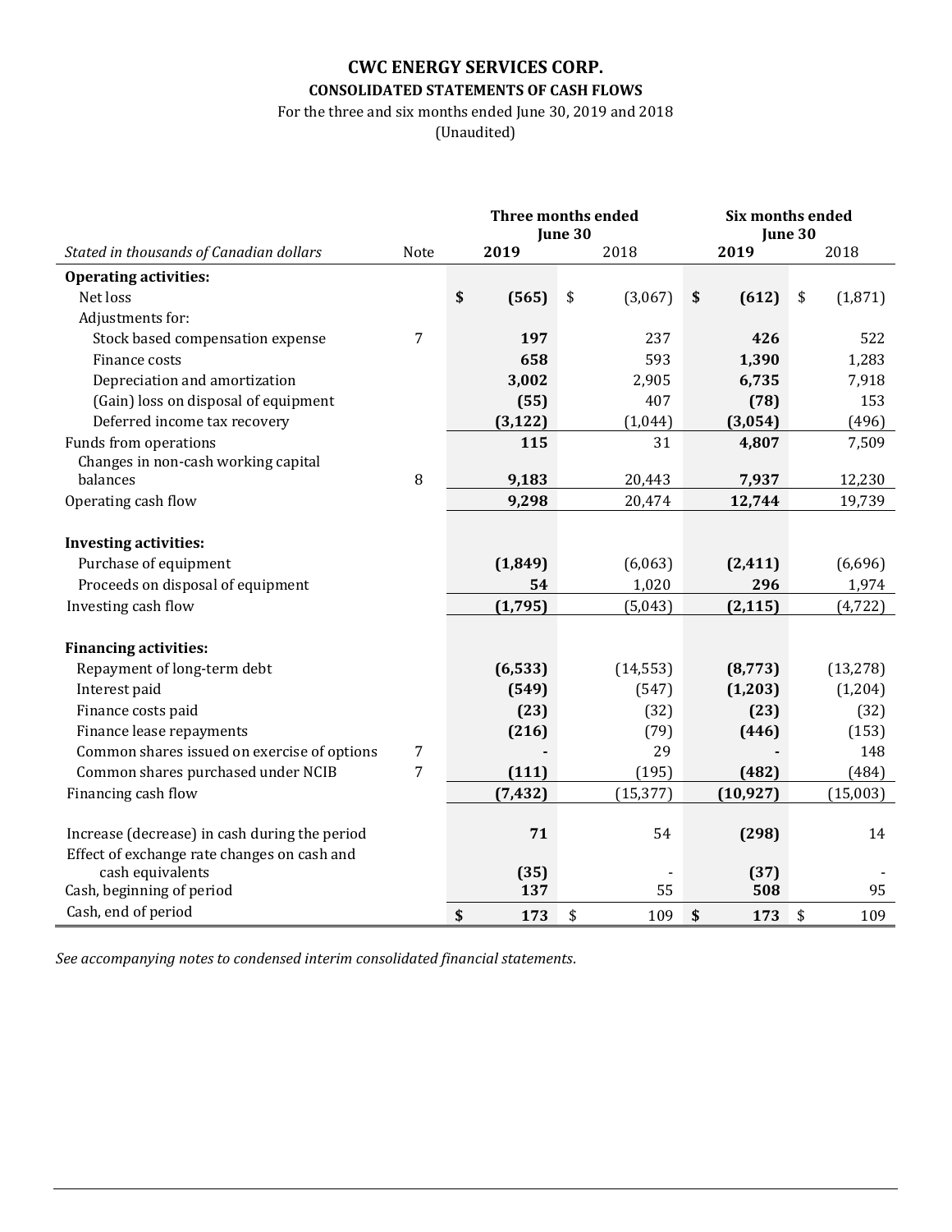# CWC ENERGY SERVICES CORP.

## CONSOLIDATED STATEMENTS OF CASH FLOWS

For the three and six months ended June 30, 2019 and 2018

(Unaudited)

| *Stated in thousands of Canadian dollars* | Note | Three months ended June 30 2019 | Three months ended June 30 2018 | Six months ended June 30 2019 | Six months ended June 30 2018 |
|---|---|---|---|---|---|
| **Operating activities:** | | | | | |
| Net loss | | **$ (565)** | $ (3,067) | **$ (612)** | $ (1,871) |
| Adjustments for: | | | | | |
| Stock based compensation expense | 7 | **197** | 237 | **426** | 522 |
| Finance costs | | **658** | 593 | **1,390** | 1,283 |
| Depreciation and amortization | | **3,002** | 2,905 | **6,735** | 7,918 |
| (Gain) loss on disposal of equipment | | **(55)** | 407 | **(78)** | 153 |
| Deferred income tax recovery | | **(3,122)** | (1,044) | **(3,054)** | (496) |
| Funds from operations | | **115** | 31 | **4,807** | 7,509 |
| Changes in non-cash working capital balances | 8 | **9,183** | 20,443 | **7,937** | 12,230 |
| Operating cash flow | | **9,298** | 20,474 | **12,744** | 19,739 |
| **Investing activities:** | | | | | |
| Purchase of equipment | | **(1,849)** | (6,063) | **(2,411)** | (6,696) |
| Proceeds on disposal of equipment | | **54** | 1,020 | **296** | 1,974 |
| Investing cash flow | | **(1,795)** | (5,043) | **(2,115)** | (4,722) |
| **Financing activities:** | | | | | |
| Repayment of long-term debt | | **(6,533)** | (14,553) | **(8,773)** | (13,278) |
| Interest paid | | **(549)** | (547) | **(1,203)** | (1,204) |
| Finance costs paid | | **(23)** | (32) | **(23)** | (32) |
| Finance lease repayments | | **(216)** | (79) | **(446)** | (153) |
| Common shares issued on exercise of options | 7 | **-** | 29 | **-** | 148 |
| Common shares purchased under NCIB | 7 | **(111)** | (195) | **(482)** | (484) |
| Financing cash flow | | **(7,432)** | (15,377) | **(10,927)** | (15,003) |
| Increase (decrease) in cash during the period | | **71** | 54 | **(298)** | 14 |
| Effect of exchange rate changes on cash and cash equivalents | | **(35)** | - | **(37)** | - |
| Cash, beginning of period | | **137** | 55 | **508** | 95 |
| Cash, end of period | | **$ 173** | $ 109 | **$ 173** | $ 109 |

*See accompanying notes to condensed interim consolidated financial statements.*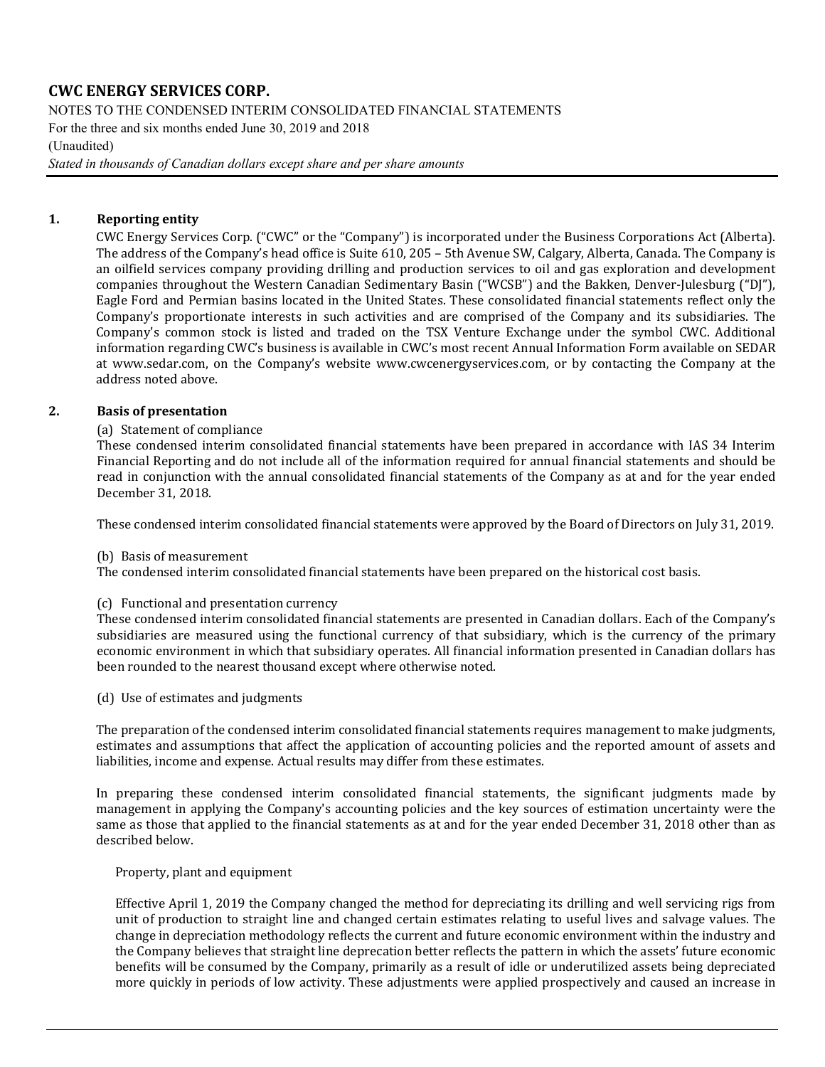## 1. Reporting entity

CWC Energy Services Corp. ("CWC" or the "Company") is incorporated under the Business Corporations Act (Alberta). The address of the Company's head office is Suite 610, 205 – 5th Avenue SW, Calgary, Alberta, Canada. The Company is an oilfield services company providing drilling and production services to oil and gas exploration and development companies throughout the Western Canadian Sedimentary Basin ("WCSB") and the Bakken, Denver-Julesburg ("DJ"), Eagle Ford and Permian basins located in the United States. These consolidated financial statements reflect only the Company's proportionate interests in such activities and are comprised of the Company and its subsidiaries. The Company's common stock is listed and traded on the TSX Venture Exchange under the symbol CWC. Additional information regarding CWC's business is available in CWC's most recent Annual Information Form available on SEDAR at www.sedar.com, on the Company's website www.cwcenergyservices.com, or by contacting the Company at the address noted above.

## 2. Basis of presentation

(a) Statement of compliance

These condensed interim consolidated financial statements have been prepared in accordance with IAS 34 Interim Financial Reporting and do not include all of the information required for annual financial statements and should be read in conjunction with the annual consolidated financial statements of the Company as at and for the year ended December 31, 2018.

These condensed interim consolidated financial statements were approved by the Board of Directors on July 31, 2019.

(b) Basis of measurement

The condensed interim consolidated financial statements have been prepared on the historical cost basis.

(c) Functional and presentation currency

These condensed interim consolidated financial statements are presented in Canadian dollars. Each of the Company's subsidiaries are measured using the functional currency of that subsidiary, which is the currency of the primary economic environment in which that subsidiary operates. All financial information presented in Canadian dollars has been rounded to the nearest thousand except where otherwise noted.

(d) Use of estimates and judgments

The preparation of the condensed interim consolidated financial statements requires management to make judgments, estimates and assumptions that affect the application of accounting policies and the reported amount of assets and liabilities, income and expense. Actual results may differ from these estimates.

In preparing these condensed interim consolidated financial statements, the significant judgments made by management in applying the Company's accounting policies and the key sources of estimation uncertainty were the same as those that applied to the financial statements as at and for the year ended December 31, 2018 other than as described below.

Property, plant and equipment

Effective April 1, 2019 the Company changed the method for depreciating its drilling and well servicing rigs from unit of production to straight line and changed certain estimates relating to useful lives and salvage values. The change in depreciation methodology reflects the current and future economic environment within the industry and the Company believes that straight line deprecation better reflects the pattern in which the assets' future economic benefits will be consumed by the Company, primarily as a result of idle or underutilized assets being depreciated more quickly in periods of low activity. These adjustments were applied prospectively and caused an increase in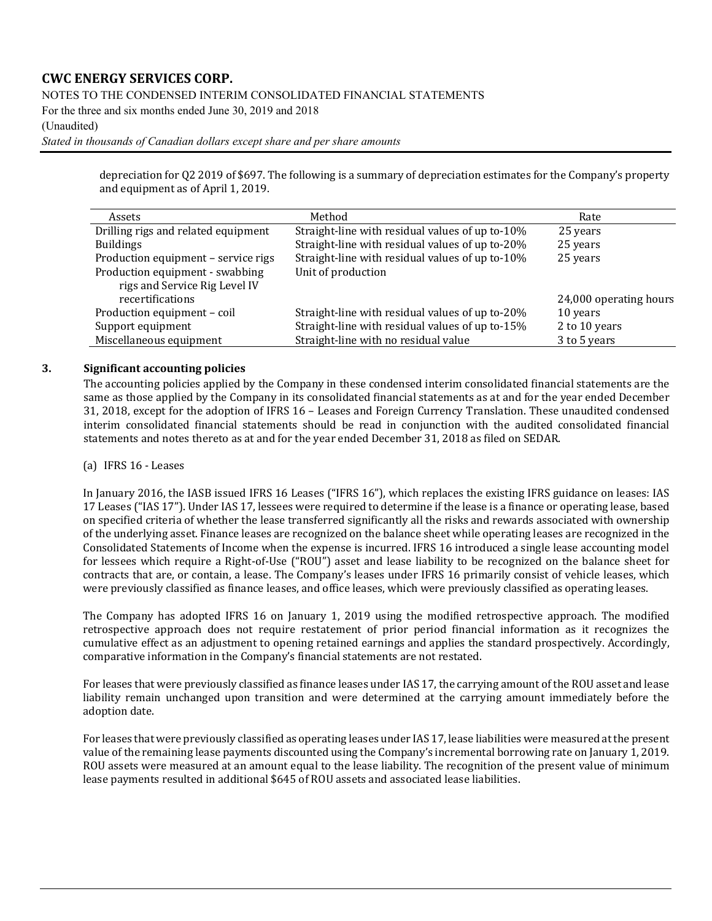depreciation for Q2 2019 of $697. The following is a summary of depreciation estimates for the Company's property and equipment as of April 1, 2019.

| Assets | Method | Rate |
|---|---|---|
| Drilling rigs and related equipment | Straight-line with residual values of up to-10% | 25 years |
| Buildings | Straight-line with residual values of up to-20% | 25 years |
| Production equipment – service rigs | Straight-line with residual values of up to-10% | 25 years |
| Production equipment - swabbing rigs and Service Rig Level IV recertifications | Unit of production | 24,000 operating hours |
| Production equipment – coil | Straight-line with residual values of up to-20% | 10 years |
| Support equipment | Straight-line with residual values of up to-15% | 2 to 10 years |
| Miscellaneous equipment | Straight-line with no residual value | 3 to 5 years |

## 3. Significant accounting policies

The accounting policies applied by the Company in these condensed interim consolidated financial statements are the same as those applied by the Company in its consolidated financial statements as at and for the year ended December 31, 2018, except for the adoption of IFRS 16 – Leases and Foreign Currency Translation. These unaudited condensed interim consolidated financial statements should be read in conjunction with the audited consolidated financial statements and notes thereto as at and for the year ended December 31, 2018 as filed on SEDAR.

(a) IFRS 16 - Leases

In January 2016, the IASB issued IFRS 16 Leases ("IFRS 16"), which replaces the existing IFRS guidance on leases: IAS 17 Leases ("IAS 17"). Under IAS 17, lessees were required to determine if the lease is a finance or operating lease, based on specified criteria of whether the lease transferred significantly all the risks and rewards associated with ownership of the underlying asset. Finance leases are recognized on the balance sheet while operating leases are recognized in the Consolidated Statements of Income when the expense is incurred. IFRS 16 introduced a single lease accounting model for lessees which require a Right-of-Use ("ROU") asset and lease liability to be recognized on the balance sheet for contracts that are, or contain, a lease. The Company's leases under IFRS 16 primarily consist of vehicle leases, which were previously classified as finance leases, and office leases, which were previously classified as operating leases.

The Company has adopted IFRS 16 on January 1, 2019 using the modified retrospective approach. The modified retrospective approach does not require restatement of prior period financial information as it recognizes the cumulative effect as an adjustment to opening retained earnings and applies the standard prospectively. Accordingly, comparative information in the Company's financial statements are not restated.

For leases that were previously classified as finance leases under IAS 17, the carrying amount of the ROU asset and lease liability remain unchanged upon transition and were determined at the carrying amount immediately before the adoption date.

For leases that were previously classified as operating leases under IAS 17, lease liabilities were measured at the present value of the remaining lease payments discounted using the Company's incremental borrowing rate on January 1, 2019. ROU assets were measured at an amount equal to the lease liability. The recognition of the present value of minimum lease payments resulted in additional $645 of ROU assets and associated lease liabilities.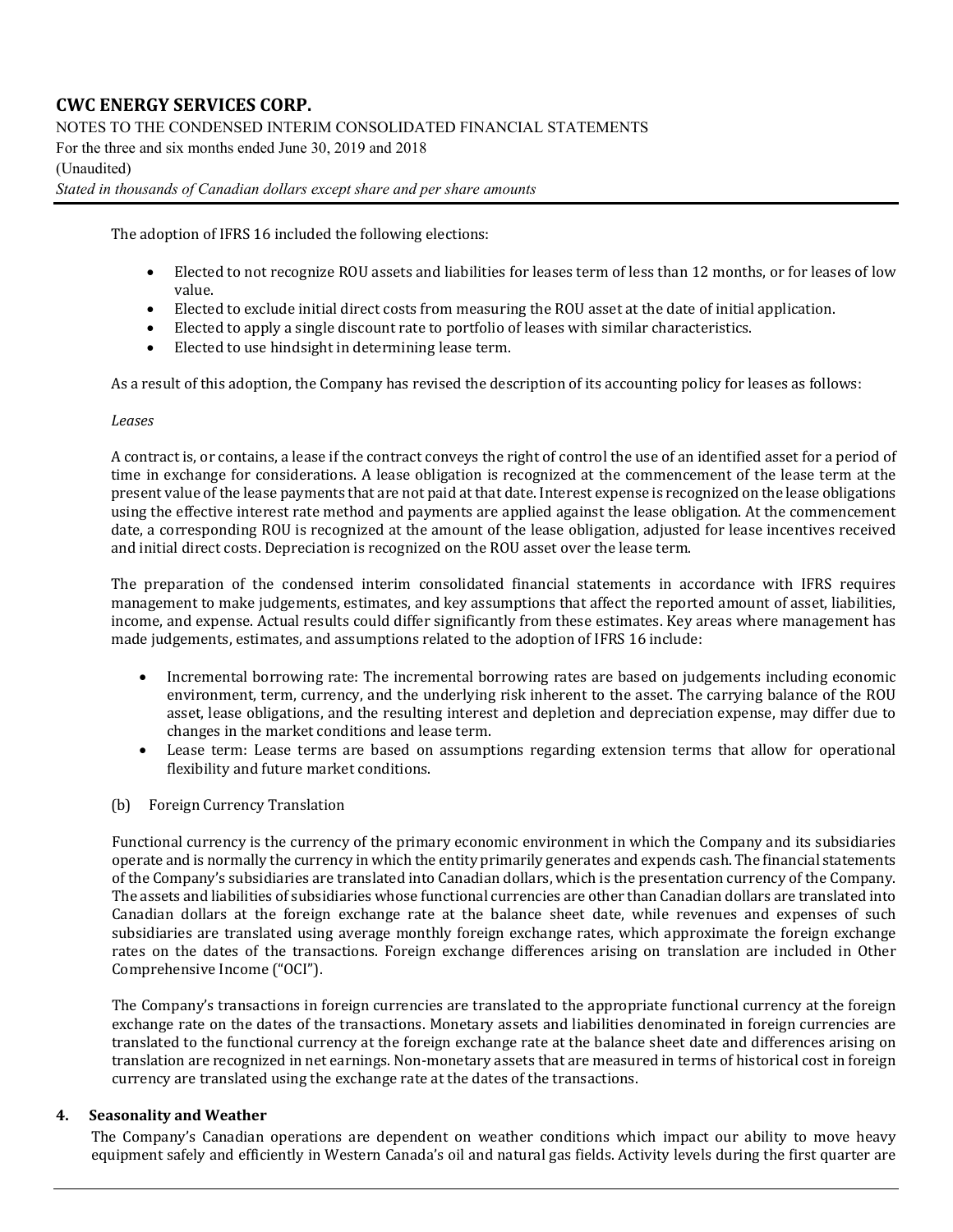The adoption of IFRS 16 included the following elections:

- Elected to not recognize ROU assets and liabilities for leases term of less than 12 months, or for leases of low value.
- Elected to exclude initial direct costs from measuring the ROU asset at the date of initial application.
- Elected to apply a single discount rate to portfolio of leases with similar characteristics.
- Elected to use hindsight in determining lease term.

As a result of this adoption, the Company has revised the description of its accounting policy for leases as follows:

*Leases*

A contract is, or contains, a lease if the contract conveys the right of control the use of an identified asset for a period of time in exchange for considerations. A lease obligation is recognized at the commencement of the lease term at the present value of the lease payments that are not paid at that date. Interest expense is recognized on the lease obligations using the effective interest rate method and payments are applied against the lease obligation. At the commencement date, a corresponding ROU is recognized at the amount of the lease obligation, adjusted for lease incentives received and initial direct costs. Depreciation is recognized on the ROU asset over the lease term.

The preparation of the condensed interim consolidated financial statements in accordance with IFRS requires management to make judgements, estimates, and key assumptions that affect the reported amount of asset, liabilities, income, and expense. Actual results could differ significantly from these estimates. Key areas where management has made judgements, estimates, and assumptions related to the adoption of IFRS 16 include:

- Incremental borrowing rate: The incremental borrowing rates are based on judgements including economic environment, term, currency, and the underlying risk inherent to the asset. The carrying balance of the ROU asset, lease obligations, and the resulting interest and depletion and depreciation expense, may differ due to changes in the market conditions and lease term.
- Lease term: Lease terms are based on assumptions regarding extension terms that allow for operational flexibility and future market conditions.

(b) Foreign Currency Translation

Functional currency is the currency of the primary economic environment in which the Company and its subsidiaries operate and is normally the currency in which the entity primarily generates and expends cash. The financial statements of the Company's subsidiaries are translated into Canadian dollars, which is the presentation currency of the Company. The assets and liabilities of subsidiaries whose functional currencies are other than Canadian dollars are translated into Canadian dollars at the foreign exchange rate at the balance sheet date, while revenues and expenses of such subsidiaries are translated using average monthly foreign exchange rates, which approximate the foreign exchange rates on the dates of the transactions. Foreign exchange differences arising on translation are included in Other Comprehensive Income ("OCI").

The Company's transactions in foreign currencies are translated to the appropriate functional currency at the foreign exchange rate on the dates of the transactions. Monetary assets and liabilities denominated in foreign currencies are translated to the functional currency at the foreign exchange rate at the balance sheet date and differences arising on translation are recognized in net earnings. Non-monetary assets that are measured in terms of historical cost in foreign currency are translated using the exchange rate at the dates of the transactions.

## 4. Seasonality and Weather

The Company's Canadian operations are dependent on weather conditions which impact our ability to move heavy equipment safely and efficiently in Western Canada's oil and natural gas fields. Activity levels during the first quarter are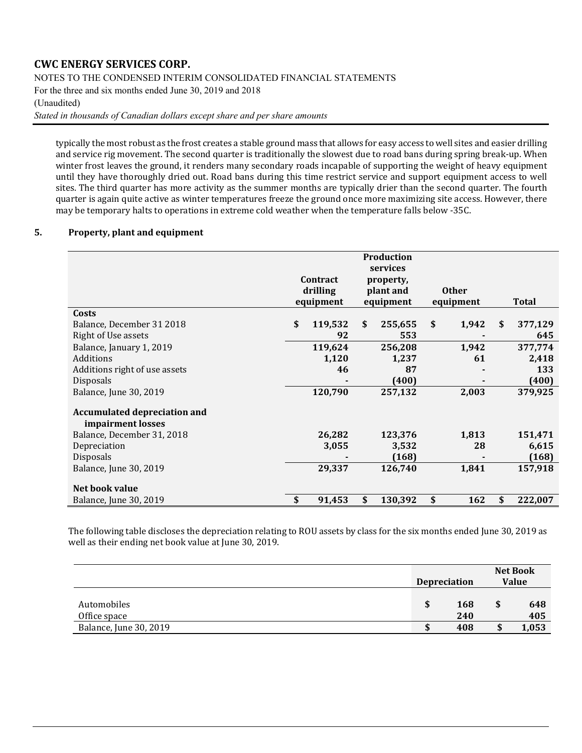typically the most robust as the frost creates a stable ground mass that allows for easy access to well sites and easier drilling and service rig movement. The second quarter is traditionally the slowest due to road bans during spring break-up. When winter frost leaves the ground, it renders many secondary roads incapable of supporting the weight of heavy equipment until they have thoroughly dried out. Road bans during this time restrict service and support equipment access to well sites. The third quarter has more activity as the summer months are typically drier than the second quarter. The fourth quarter is again quite active as winter temperatures freeze the ground once more maximizing site access. However, there may be temporary halts to operations in extreme cold weather when the temperature falls below -35C.

## 5. Property, plant and equipment

| | Contract drilling equipment | Production services property, plant and equipment | Other equipment | Total |
|---|---|---|---|---|
| **Costs** | | | | |
| Balance, December 31 2018 | $ 119,532 | $ 255,655 | $ 1,942 | $ 377,129 |
| Right of Use assets | 92 | 553 | - | 645 |
| Balance, January 1, 2019 | 119,624 | 256,208 | 1,942 | 377,774 |
| Additions | 1,120 | 1,237 | 61 | 2,418 |
| Additions right of use assets | 46 | 87 | - | 133 |
| Disposals | - | (400) | - | (400) |
| Balance, June 30, 2019 | 120,790 | 257,132 | 2,003 | 379,925 |
| **Accumulated depreciation and impairment losses** | | | | |
| Balance, December 31, 2018 | 26,282 | 123,376 | 1,813 | 151,471 |
| Depreciation | 3,055 | 3,532 | 28 | 6,615 |
| Disposals | - | (168) | - | (168) |
| Balance, June 30, 2019 | 29,337 | 126,740 | 1,841 | 157,918 |
| **Net book value** | | | | |
| Balance, June 30, 2019 | $ 91,453 | $ 130,392 | $ 162 | $ 222,007 |

The following table discloses the depreciation relating to ROU assets by class for the six months ended June 30, 2019 as well as their ending net book value at June 30, 2019.

| | Depreciation | Net Book Value |
|---|---|---|
| Automobiles | $ 168 | $ 648 |
| Office space | 240 | 405 |
| Balance, June 30, 2019 | $ 408 | $ 1,053 |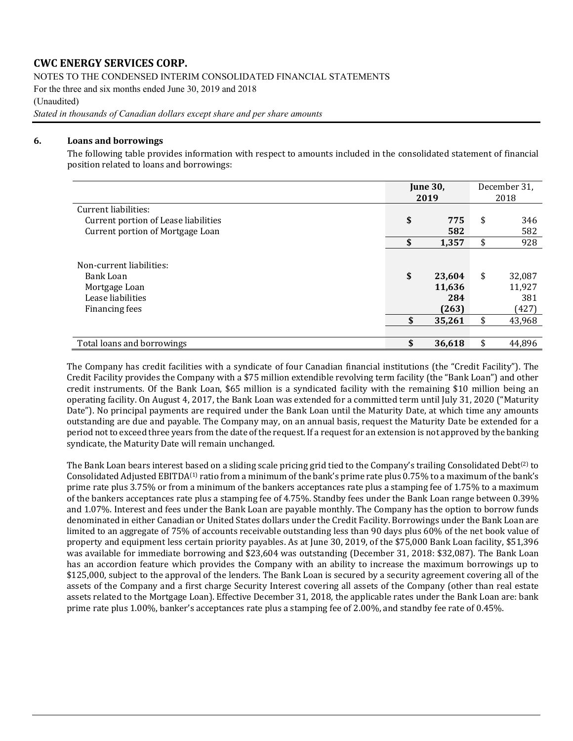## 6. Loans and borrowings

The following table provides information with respect to amounts included in the consolidated statement of financial position related to loans and borrowings:

| | June 30, 2019 | December 31, 2018 |
|---|---|---|
| Current liabilities: | | |
| Current portion of Lease liabilities | $ 775 | $ 346 |
| Current portion of Mortgage Loan | 582 | 582 |
| | $ 1,357 | $ 928 |
| | | |
| Non-current liabilities: | | |
| Bank Loan | $ 23,604 | $ 32,087 |
| Mortgage Loan | 11,636 | 11,927 |
| Lease liabilities | 284 | 381 |
| Financing fees | (263) | (427) |
| | $ 35,261 | $ 43,968 |
| | | |
| Total loans and borrowings | $ 36,618 | $ 44,896 |

The Company has credit facilities with a syndicate of four Canadian financial institutions (the "Credit Facility"). The Credit Facility provides the Company with a $75 million extendible revolving term facility (the "Bank Loan") and other credit instruments. Of the Bank Loan, $65 million is a syndicated facility with the remaining $10 million being an operating facility. On August 4, 2017, the Bank Loan was extended for a committed term until July 31, 2020 ("Maturity Date"). No principal payments are required under the Bank Loan until the Maturity Date, at which time any amounts outstanding are due and payable. The Company may, on an annual basis, request the Maturity Date be extended for a period not to exceed three years from the date of the request. If a request for an extension is not approved by the banking syndicate, the Maturity Date will remain unchanged.

The Bank Loan bears interest based on a sliding scale pricing grid tied to the Company's trailing Consolidated Debt[2] to Consolidated Adjusted EBITDA[1] ratio from a minimum of the bank's prime rate plus 0.75% to a maximum of the bank's prime rate plus 3.75% or from a minimum of the bankers acceptances rate plus a stamping fee of 1.75% to a maximum of the bankers acceptances rate plus a stamping fee of 4.75%. Standby fees under the Bank Loan range between 0.39% and 1.07%. Interest and fees under the Bank Loan are payable monthly. The Company has the option to borrow funds denominated in either Canadian or United States dollars under the Credit Facility. Borrowings under the Bank Loan are limited to an aggregate of 75% of accounts receivable outstanding less than 90 days plus 60% of the net book value of property and equipment less certain priority payables. As at June 30, 2019, of the $75,000 Bank Loan facility, $51,396 was available for immediate borrowing and $23,604 was outstanding (December 31, 2018: $32,087). The Bank Loan has an accordion feature which provides the Company with an ability to increase the maximum borrowings up to $125,000, subject to the approval of the lenders. The Bank Loan is secured by a security agreement covering all of the assets of the Company and a first charge Security Interest covering all assets of the Company (other than real estate assets related to the Mortgage Loan). Effective December 31, 2018, the applicable rates under the Bank Loan are: bank prime rate plus 1.00%, banker's acceptances rate plus a stamping fee of 2.00%, and standby fee rate of 0.45%.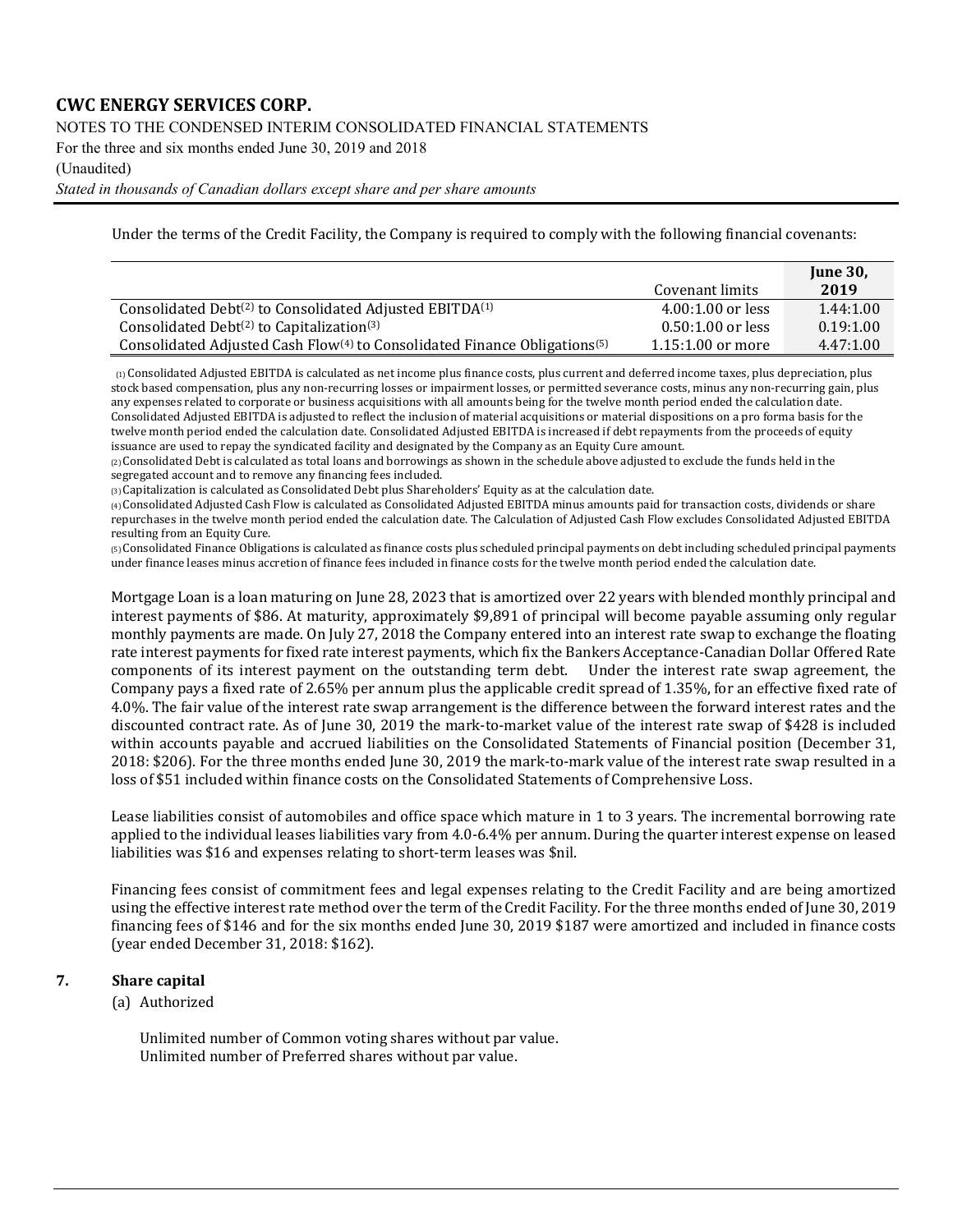Under the terms of the Credit Facility, the Company is required to comply with the following financial covenants:

| | Covenant limits | June 30, 2019 |
|---|---|---|
| Consolidated Debt[2] to Consolidated Adjusted EBITDA[1] | 4.00:1.00 or less | 1.44:1.00 |
| Consolidated Debt[2] to Capitalization[3] | 0.50:1.00 or less | 0.19:1.00 |
| Consolidated Adjusted Cash Flow[4] to Consolidated Finance Obligations[5] | 1.15:1.00 or more | 4.47:1.00 |

[1] Consolidated Adjusted EBITDA is calculated as net income plus finance costs, plus current and deferred income taxes, plus depreciation, plus stock based compensation, plus any non-recurring losses or impairment losses, or permitted severance costs, minus any non-recurring gain, plus any expenses related to corporate or business acquisitions with all amounts being for the twelve month period ended the calculation date. Consolidated Adjusted EBITDA is adjusted to reflect the inclusion of material acquisitions or material dispositions on a pro forma basis for the twelve month period ended the calculation date. Consolidated Adjusted EBITDA is increased if debt repayments from the proceeds of equity issuance are used to repay the syndicated facility and designated by the Company as an Equity Cure amount.

[2] Consolidated Debt is calculated as total loans and borrowings as shown in the schedule above adjusted to exclude the funds held in the segregated account and to remove any financing fees included.

[3] Capitalization is calculated as Consolidated Debt plus Shareholders' Equity as at the calculation date.

[4] Consolidated Adjusted Cash Flow is calculated as Consolidated Adjusted EBITDA minus amounts paid for transaction costs, dividends or share repurchases in the twelve month period ended the calculation date. The Calculation of Adjusted Cash Flow excludes Consolidated Adjusted EBITDA resulting from an Equity Cure.

[5] Consolidated Finance Obligations is calculated as finance costs plus scheduled principal payments on debt including scheduled principal payments under finance leases minus accretion of finance fees included in finance costs for the twelve month period ended the calculation date.

Mortgage Loan is a loan maturing on June 28, 2023 that is amortized over 22 years with blended monthly principal and interest payments of $86. At maturity, approximately $9,891 of principal will become payable assuming only regular monthly payments are made. On July 27, 2018 the Company entered into an interest rate swap to exchange the floating rate interest payments for fixed rate interest payments, which fix the Bankers Acceptance-Canadian Dollar Offered Rate components of its interest payment on the outstanding term debt. Under the interest rate swap agreement, the Company pays a fixed rate of 2.65% per annum plus the applicable credit spread of 1.35%, for an effective fixed rate of 4.0%. The fair value of the interest rate swap arrangement is the difference between the forward interest rates and the discounted contract rate. As of June 30, 2019 the mark-to-market value of the interest rate swap of $428 is included within accounts payable and accrued liabilities on the Consolidated Statements of Financial position (December 31, 2018: $206). For the three months ended June 30, 2019 the mark-to-mark value of the interest rate swap resulted in a loss of $51 included within finance costs on the Consolidated Statements of Comprehensive Loss.

Lease liabilities consist of automobiles and office space which mature in 1 to 3 years. The incremental borrowing rate applied to the individual leases liabilities vary from 4.0-6.4% per annum. During the quarter interest expense on leased liabilities was $16 and expenses relating to short-term leases was $nil.

Financing fees consist of commitment fees and legal expenses relating to the Credit Facility and are being amortized using the effective interest rate method over the term of the Credit Facility. For the three months ended of June 30, 2019 financing fees of $146 and for the six months ended June 30, 2019 $187 were amortized and included in finance costs (year ended December 31, 2018: $162).

## 7. Share capital

(a) Authorized

Unlimited number of Common voting shares without par value.
Unlimited number of Preferred shares without par value.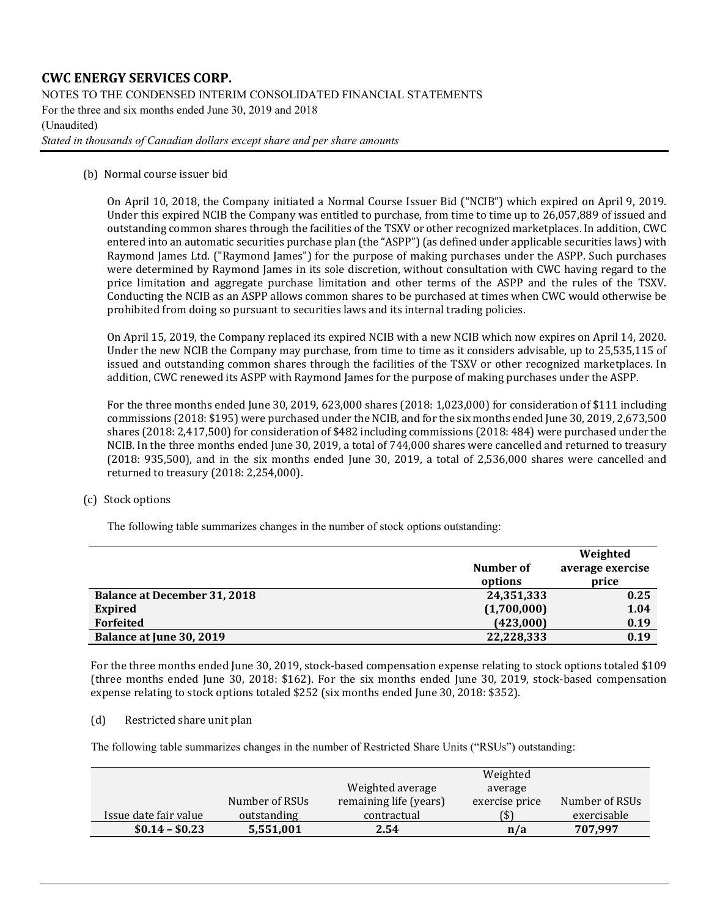(b) Normal course issuer bid

On April 10, 2018, the Company initiated a Normal Course Issuer Bid ("NCIB") which expired on April 9, 2019. Under this expired NCIB the Company was entitled to purchase, from time to time up to 26,057,889 of issued and outstanding common shares through the facilities of the TSXV or other recognized marketplaces. In addition, CWC entered into an automatic securities purchase plan (the "ASPP") (as defined under applicable securities laws) with Raymond James Ltd. ("Raymond James") for the purpose of making purchases under the ASPP. Such purchases were determined by Raymond James in its sole discretion, without consultation with CWC having regard to the price limitation and aggregate purchase limitation and other terms of the ASPP and the rules of the TSXV. Conducting the NCIB as an ASPP allows common shares to be purchased at times when CWC would otherwise be prohibited from doing so pursuant to securities laws and its internal trading policies.

On April 15, 2019, the Company replaced its expired NCIB with a new NCIB which now expires on April 14, 2020. Under the new NCIB the Company may purchase, from time to time as it considers advisable, up to 25,535,115 of issued and outstanding common shares through the facilities of the TSXV or other recognized marketplaces. In addition, CWC renewed its ASPP with Raymond James for the purpose of making purchases under the ASPP.

For the three months ended June 30, 2019, 623,000 shares (2018: 1,023,000) for consideration of $111 including commissions (2018: $195) were purchased under the NCIB, and for the six months ended June 30, 2019, 2,673,500 shares (2018: 2,417,500) for consideration of $482 including commissions (2018: 484) were purchased under the NCIB. In the three months ended June 30, 2019, a total of 744,000 shares were cancelled and returned to treasury (2018: 935,500), and in the six months ended June 30, 2019, a total of 2,536,000 shares were cancelled and returned to treasury (2018: 2,254,000).

(c) Stock options

The following table summarizes changes in the number of stock options outstanding:

| | Number of options | Weighted average exercise price |
|---|---|---|
| **Balance at December 31, 2018** | **24,351,333** | **0.25** |
| **Expired** | **(1,700,000)** | **1.04** |
| **Forfeited** | **(423,000)** | **0.19** |
| **Balance at June 30, 2019** | **22,228,333** | **0.19** |

For the three months ended June 30, 2019, stock-based compensation expense relating to stock options totaled $109 (three months ended June 30, 2018: $162). For the six months ended June 30, 2019, stock-based compensation expense relating to stock options totaled $252 (six months ended June 30, 2018: $352).

(d) Restricted share unit plan

The following table summarizes changes in the number of Restricted Share Units ("RSUs") outstanding:

| Issue date fair value | Number of RSUs outstanding | Weighted average remaining life (years) contractual | Weighted average exercise price ($) | Number of RSUs exercisable |
|---|---|---|---|---|
| **$0.14 – $0.23** | **5,551,001** | **2.54** | **n/a** | **707,997** |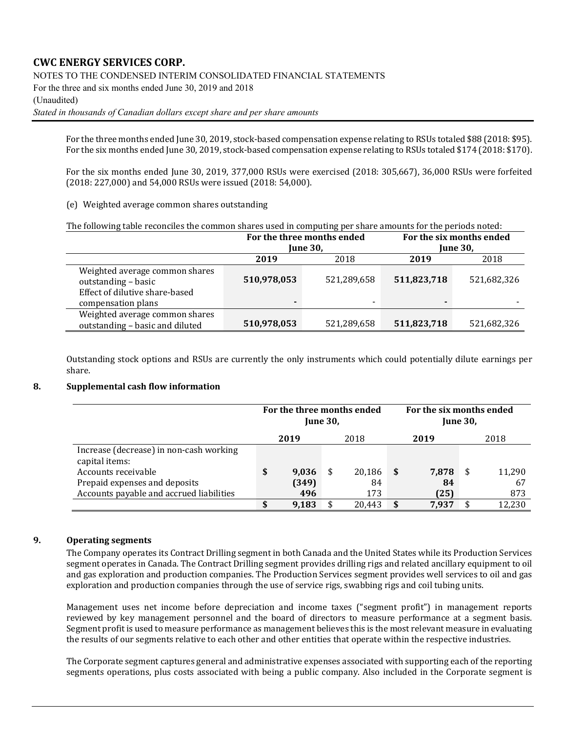For the three months ended June 30, 2019, stock-based compensation expense relating to RSUs totaled $88 (2018: $95). For the six months ended June 30, 2019, stock-based compensation expense relating to RSUs totaled $174 (2018: $170).

For the six months ended June 30, 2019, 377,000 RSUs were exercised (2018: 305,667), 36,000 RSUs were forfeited (2018: 227,000) and 54,000 RSUs were issued (2018: 54,000).

(e) Weighted average common shares outstanding

The following table reconciles the common shares used in computing per share amounts for the periods noted:

| | For the three months ended June 30, | | For the six months ended June 30, | |
|---|---|---|---|---|
| | **2019** | 2018 | **2019** | 2018 |
| Weighted average common shares outstanding – basic | **510,978,053** | 521,289,658 | **511,823,718** | 521,682,326 |
| Effect of dilutive share-based compensation plans | **-** | - | **-** | - |
| Weighted average common shares outstanding – basic and diluted | **510,978,053** | 521,289,658 | **511,823,718** | 521,682,326 |

Outstanding stock options and RSUs are currently the only instruments which could potentially dilute earnings per share.

## 8. Supplemental cash flow information

| | For the three months ended June 30, | | For the six months ended June 30, | |
|---|---|---|---|---|
| | **2019** | 2018 | **2019** | 2018 |
| Increase (decrease) in non-cash working capital items: | | | | |
| Accounts receivable | **$ 9,036** | $ 20,186 | **$ 7,878** | $ 11,290 |
| Prepaid expenses and deposits | **(349)** | 84 | **84** | 67 |
| Accounts payable and accrued liabilities | **496** | 173 | **(25)** | 873 |
| | **$ 9,183** | $ 20,443 | **$ 7,937** | $ 12,230 |

## 9. Operating segments

The Company operates its Contract Drilling segment in both Canada and the United States while its Production Services segment operates in Canada. The Contract Drilling segment provides drilling rigs and related ancillary equipment to oil and gas exploration and production companies. The Production Services segment provides well services to oil and gas exploration and production companies through the use of service rigs, swabbing rigs and coil tubing units.

Management uses net income before depreciation and income taxes ("segment profit") in management reports reviewed by key management personnel and the board of directors to measure performance at a segment basis. Segment profit is used to measure performance as management believes this is the most relevant measure in evaluating the results of our segments relative to each other and other entities that operate within the respective industries.

The Corporate segment captures general and administrative expenses associated with supporting each of the reporting segments operations, plus costs associated with being a public company. Also included in the Corporate segment is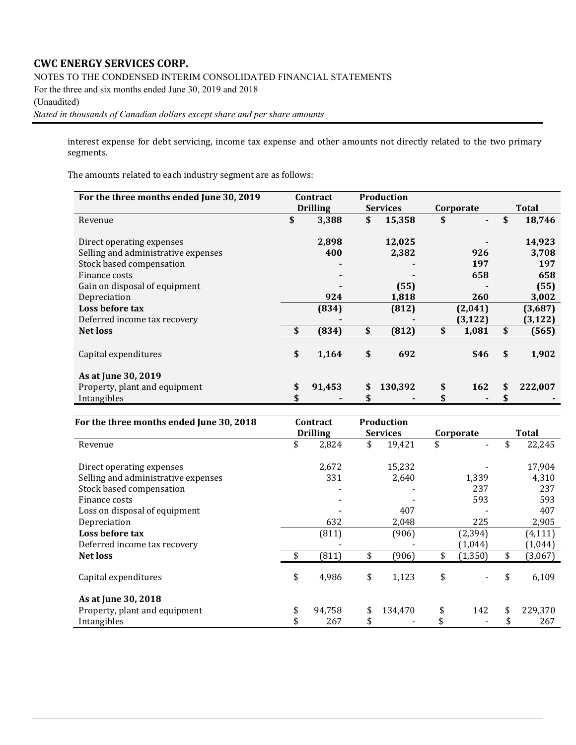interest expense for debt servicing, income tax expense and other amounts not directly related to the two primary segments.

The amounts related to each industry segment are as follows:

| **For the three months ended June 30, 2019** | **Contract Drilling** | **Production Services** | **Corporate** | **Total** |
|---|---|---|---|---|
| Revenue | **$ 3,388** | **$ 15,358** | **$ -** | **$ 18,746** |
| Direct operating expenses | **2,898** | **12,025** | **-** | **14,923** |
| Selling and administrative expenses | **400** | **2,382** | **926** | **3,708** |
| Stock based compensation | **-** | **-** | **197** | **197** |
| Finance costs | **-** | **-** | **658** | **658** |
| Gain on disposal of equipment | **-** | **(55)** | **-** | **(55)** |
| Depreciation | **924** | **1,818** | **260** | **3,002** |
| **Loss before tax** | **(834)** | **(812)** | **(2,041)** | **(3,687)** |
| Deferred income tax recovery | **-** | **-** | **(3,122)** | **(3,122)** |
| **Net loss** | **$ (834)** | **$ (812)** | **$ 1,081** | **$ (565)** |
| Capital expenditures | **$ 1,164** | **$ 692** | **$46** | **$ 1,902** |
| **As at June 30, 2019** | | | | |
| Property, plant and equipment | **$ 91,453** | **$ 130,392** | **$ 162** | **$ 222,007** |
| Intangibles | **$ -** | **$ -** | **$ -** | **$ -** |

| **For the three months ended June 30, 2018** | **Contract Drilling** | **Production Services** | **Corporate** | **Total** |
|---|---|---|---|---|
| Revenue | $ 2,824 | $ 19,421 | $ - | $ 22,245 |
| Direct operating expenses | 2,672 | 15,232 | - | 17,904 |
| Selling and administrative expenses | 331 | 2,640 | 1,339 | 4,310 |
| Stock based compensation | - | - | 237 | 237 |
| Finance costs | - | - | 593 | 593 |
| Loss on disposal of equipment | - | 407 | - | 407 |
| Depreciation | 632 | 2,048 | 225 | 2,905 |
| **Loss before tax** | (811) | (906) | (2,394) | (4,111) |
| Deferred income tax recovery | - | - | (1,044) | (1,044) |
| **Net loss** | $ (811) | $ (906) | $ (1,350) | $ (3,067) |
| Capital expenditures | $ 4,986 | $ 1,123 | $ - | $ 6,109 |
| **As at June 30, 2018** | | | | |
| Property, plant and equipment | $ 94,758 | $ 134,470 | $ 142 | $ 229,370 |
| Intangibles | $ 267 | $ - | $ - | $ 267 |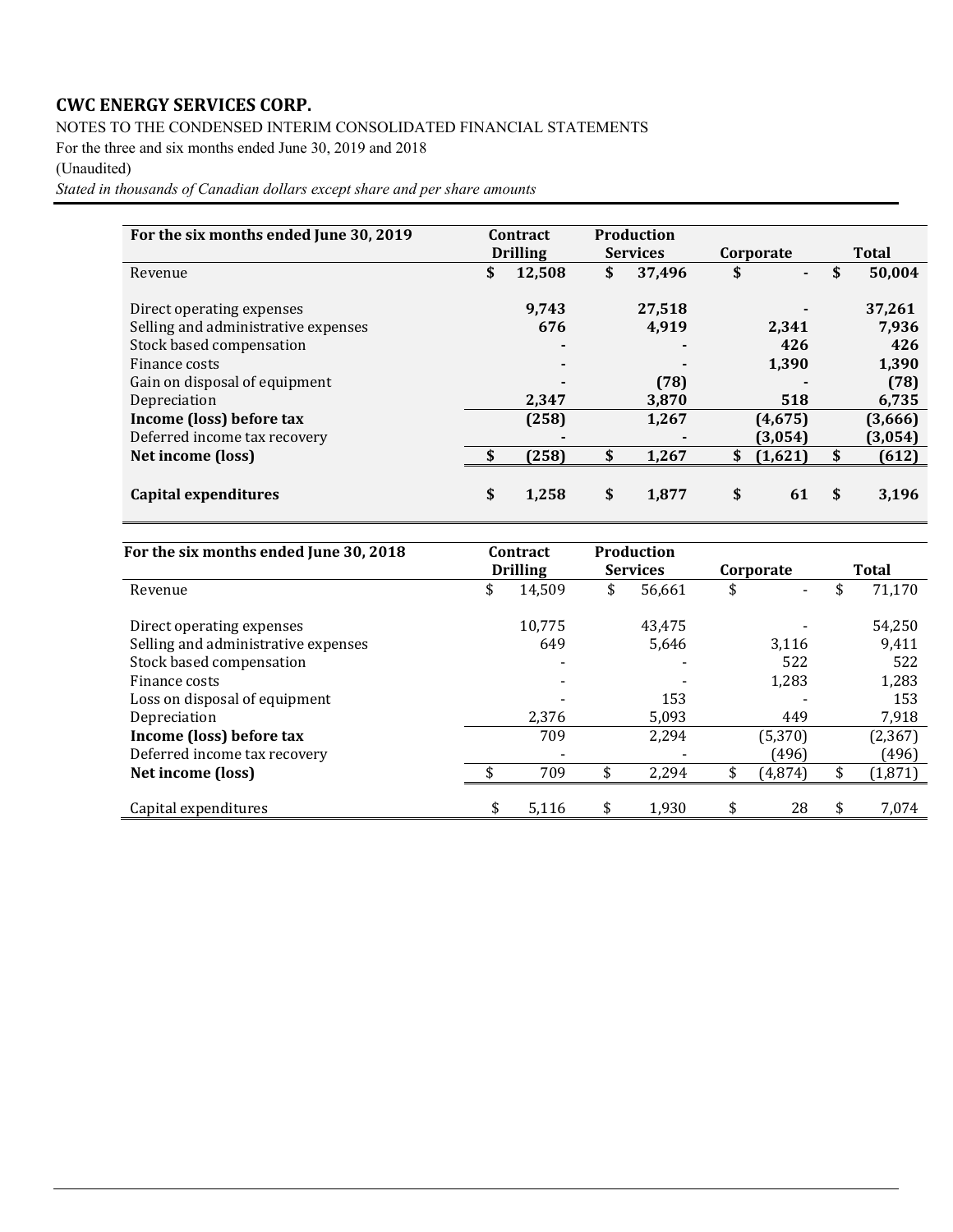**CWC ENERGY SERVICES CORP.**

NOTES TO THE CONDENSED INTERIM CONSOLIDATED FINANCIAL STATEMENTS

For the three and six months ended June 30, 2019 and 2018

(Unaudited)

*Stated in thousands of Canadian dollars except share and per share amounts*

| For the six months ended June 30, 2019 | Contract Drilling | Production Services | Corporate | Total |
|---|---|---|---|---|
| Revenue | $ 12,508 | $ 37,496 | $ - | $ 50,004 |
| Direct operating expenses | 9,743 | 27,518 | - | 37,261 |
| Selling and administrative expenses | 676 | 4,919 | 2,341 | 7,936 |
| Stock based compensation | - | - | 426 | 426 |
| Finance costs | - | - | 1,390 | 1,390 |
| Gain on disposal of equipment | - | (78) | - | (78) |
| Depreciation | 2,347 | 3,870 | 518 | 6,735 |
| **Income (loss) before tax** | (258) | 1,267 | (4,675) | (3,666) |
| Deferred income tax recovery | - | - | (3,054) | (3,054) |
| **Net income (loss)** | $ (258) | $ 1,267 | $ (1,621) | $ (612) |
| **Capital expenditures** | $ 1,258 | $ 1,877 | $ 61 | $ 3,196 |

| For the six months ended June 30, 2018 | Contract Drilling | Production Services | Corporate | Total |
|---|---|---|---|---|
| Revenue | $ 14,509 | $ 56,661 | $ - | $ 71,170 |
| Direct operating expenses | 10,775 | 43,475 | - | 54,250 |
| Selling and administrative expenses | 649 | 5,646 | 3,116 | 9,411 |
| Stock based compensation | - | - | 522 | 522 |
| Finance costs | - | - | 1,283 | 1,283 |
| Loss on disposal of equipment | - | 153 | - | 153 |
| Depreciation | 2,376 | 5,093 | 449 | 7,918 |
| **Income (loss) before tax** | 709 | 2,294 | (5,370) | (2,367) |
| Deferred income tax recovery | - | - | (496) | (496) |
| **Net income (loss)** | $ 709 | $ 2,294 | $ (4,874) | $ (1,871) |
| Capital expenditures | $ 5,116 | $ 1,930 | $ 28 | $ 7,074 |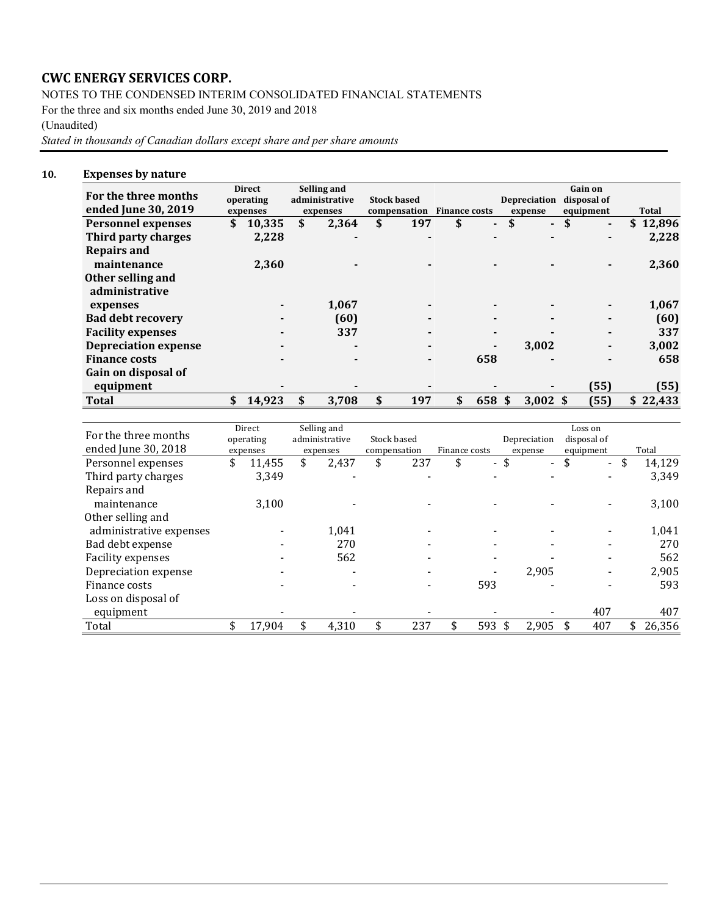# CWC ENERGY SERVICES CORP.

NOTES TO THE CONDENSED INTERIM CONSOLIDATED FINANCIAL STATEMENTS

For the three and six months ended June 30, 2019 and 2018

(Unaudited)

*Stated in thousands of Canadian dollars except share and per share amounts*

## 10. Expenses by nature

| **For the three months ended June 30, 2019** | **Direct operating expenses** | **Selling and administrative expenses** | **Stock based compensation** | **Finance costs** | **Depreciation expense** | **Gain on disposal of equipment** | **Total** |
|---|---|---|---|---|---|---|---|
| **Personnel expenses** | **$ 10,335** | **$ 2,364** | **$ 197** | **$ -** | **$ -** | **$ -** | **$ 12,896** |
| **Third party charges** | **2,228** | **-** | **-** | **-** | **-** | **-** | **2,228** |
| **Repairs and maintenance** | **2,360** | **-** | **-** | **-** | **-** | **-** | **2,360** |
| **Other selling and administrative expenses** | **-** | **1,067** | **-** | **-** | **-** | **-** | **1,067** |
| **Bad debt recovery** | **-** | **(60)** | **-** | **-** | **-** | **-** | **(60)** |
| **Facility expenses** | **-** | **337** | **-** | **-** | **-** | **-** | **337** |
| **Depreciation expense** | **-** | **-** | **-** | **-** | **3,002** | **-** | **3,002** |
| **Finance costs** | **-** | **-** | **-** | **658** | **-** | **-** | **658** |
| **Gain on disposal of equipment** | **-** | **-** | **-** | **-** | **-** | **(55)** | **(55)** |
| **Total** | **$ 14,923** | **$ 3,708** | **$ 197** | **$ 658** | **$ 3,002** | **$ (55)** | **$ 22,433** |

| For the three months ended June 30, 2018 | Direct operating expenses | Selling and administrative expenses | Stock based compensation | Finance costs | Depreciation expense | Loss on disposal of equipment | Total |
|---|---|---|---|---|---|---|---|
| Personnel expenses | $ 11,455 | $ 2,437 | $ 237 | $ - | $ - | $ - | $ 14,129 |
| Third party charges | 3,349 | - | - | - | - | - | 3,349 |
| Repairs and maintenance | 3,100 | - | - | - | - | - | 3,100 |
| Other selling and administrative expenses | - | 1,041 | - | - | - | - | 1,041 |
| Bad debt expense | - | 270 | - | - | - | - | 270 |
| Facility expenses | - | 562 | - | - | - | - | 562 |
| Depreciation expense | - | - | - | - | 2,905 | - | 2,905 |
| Finance costs | - | - | - | 593 | - | - | 593 |
| Loss on disposal of equipment | - | - | - | - | - | 407 | 407 |
| Total | $ 17,904 | $ 4,310 | $ 237 | $ 593 | $ 2,905 | $ 407 | $ 26,356 |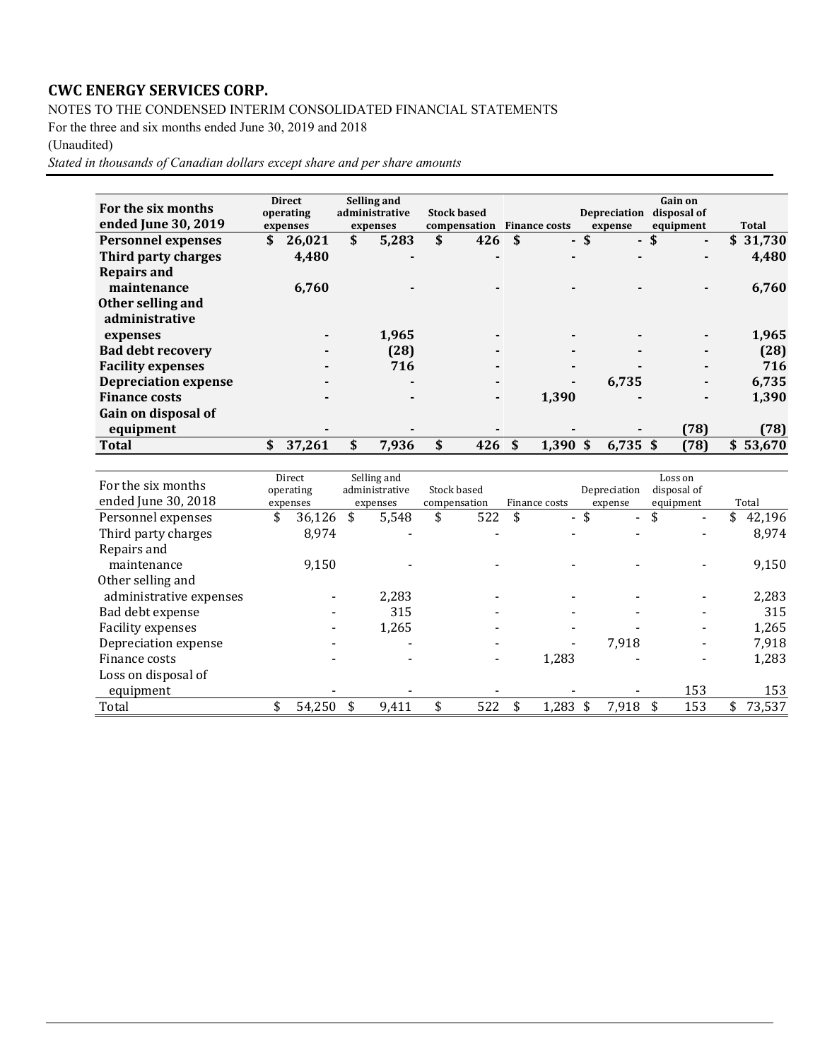**CWC ENERGY SERVICES CORP.**

NOTES TO THE CONDENSED INTERIM CONSOLIDATED FINANCIAL STATEMENTS

For the three and six months ended June 30, 2019 and 2018

(Unaudited)

*Stated in thousands of Canadian dollars except share and per share amounts*

| **For the six months ended June 30, 2019** | **Direct operating expenses** | **Selling and administrative expenses** | **Stock based compensation** | **Finance costs** | **Depreciation expense** | **Gain on disposal of equipment** | **Total** |
|---|---|---|---|---|---|---|---|
| **Personnel expenses** | **$ 26,021** | **$ 5,283** | **$ 426** | **$ -** | **$ -** | **$ -** | **$ 31,730** |
| **Third party charges** | **4,480** | **-** | **-** | **-** | **-** | **-** | **4,480** |
| **Repairs and maintenance** | **6,760** | **-** | **-** | **-** | **-** | **-** | **6,760** |
| **Other selling and administrative expenses** | **-** | **1,965** | **-** | **-** | **-** | **-** | **1,965** |
| **Bad debt recovery** | **-** | **(28)** | **-** | **-** | **-** | **-** | **(28)** |
| **Facility expenses** | **-** | **716** | **-** | **-** | **-** | **-** | **716** |
| **Depreciation expense** | **-** | **-** | **-** | **-** | **6,735** | **-** | **6,735** |
| **Finance costs** | **-** | **-** | **-** | **1,390** | **-** | **-** | **1,390** |
| **Gain on disposal of equipment** | **-** | **-** | **-** | **-** | **-** | **(78)** | **(78)** |
| **Total** | **$ 37,261** | **$ 7,936** | **$ 426** | **$ 1,390** | **$ 6,735** | **$ (78)** | **$ 53,670** |

| For the six months ended June 30, 2018 | Direct operating expenses | Selling and administrative expenses | Stock based compensation | Finance costs | Depreciation expense | Loss on disposal of equipment | Total |
|---|---|---|---|---|---|---|---|
| Personnel expenses | $ 36,126 | $ 5,548 | $ 522 | $ - | $ - | $ - | $ 42,196 |
| Third party charges | 8,974 | - | - | - | - | - | 8,974 |
| Repairs and maintenance | 9,150 | - | - | - | - | - | 9,150 |
| Other selling and administrative expenses | - | 2,283 | - | - | - | - | 2,283 |
| Bad debt expense | - | 315 | - | - | - | - | 315 |
| Facility expenses | - | 1,265 | - | - | - | - | 1,265 |
| Depreciation expense | - | - | - | - | 7,918 | - | 7,918 |
| Finance costs | - | - | - | 1,283 | - | - | 1,283 |
| Loss on disposal of equipment | - | - | - | - | - | 153 | 153 |
| Total | $ 54,250 | $ 9,411 | $ 522 | $ 1,283 | $ 7,918 | $ 153 | $ 73,537 |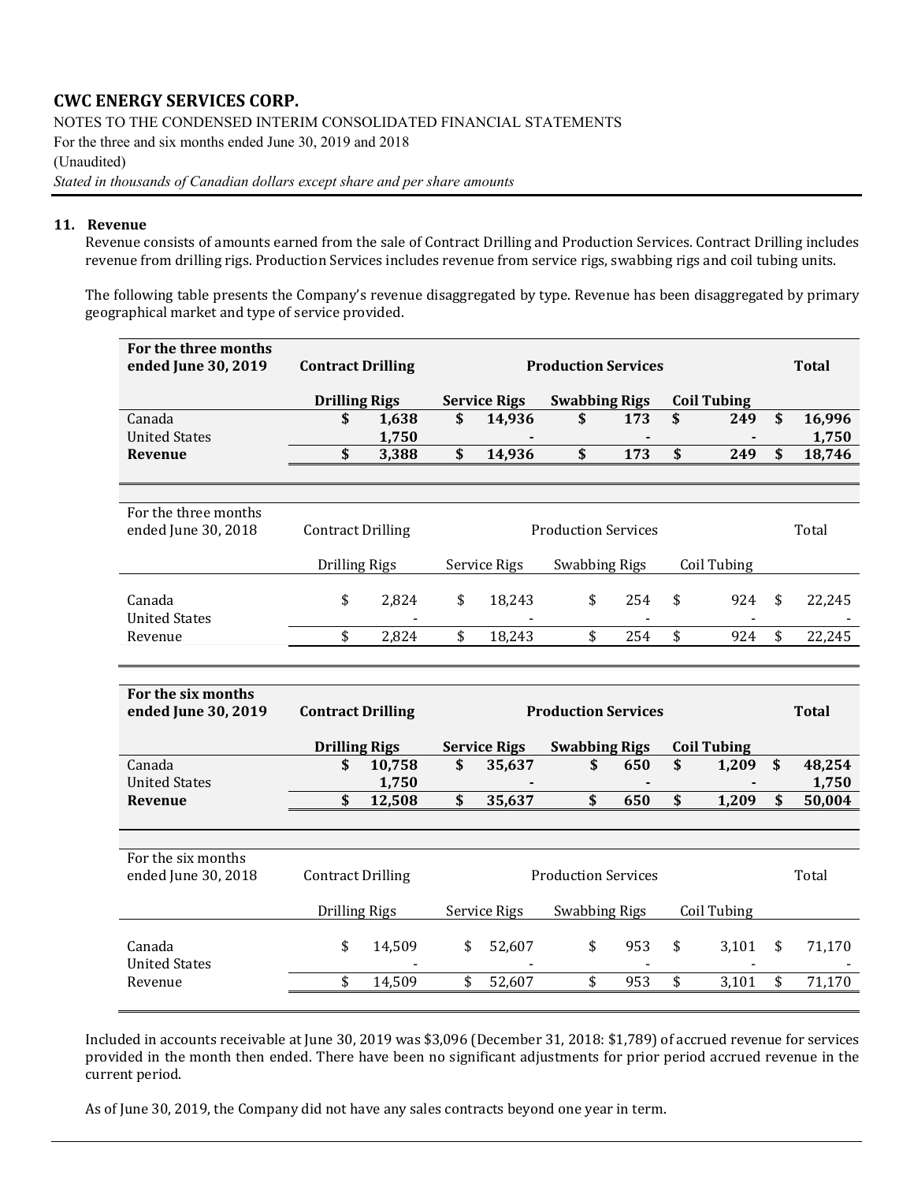### 11. Revenue

Revenue consists of amounts earned from the sale of Contract Drilling and Production Services. Contract Drilling includes revenue from drilling rigs. Production Services includes revenue from service rigs, swabbing rigs and coil tubing units.

The following table presents the Company's revenue disaggregated by type. Revenue has been disaggregated by primary geographical market and type of service provided.

| **For the three months ended June 30, 2019** | **Contract Drilling** | **Production Services** | | | **Total** |
|---|---|---|---|---|---|
| | **Drilling Rigs** | **Service Rigs** | **Swabbing Rigs** | **Coil Tubing** | |
| Canada | $ 1,638 | $ 14,936 | $ 173 | $ 249 | $ 16,996 |
| United States | 1,750 | - | - | - | 1,750 |
| **Revenue** | **$ 3,388** | **$ 14,936** | **$ 173** | **$ 249** | **$ 18,746** |

| For the three months ended June 30, 2018 | Contract Drilling | Production Services | | | Total |
|---|---|---|---|---|---|
| | Drilling Rigs | Service Rigs | Swabbing Rigs | Coil Tubing | |
| Canada | $ 2,824 | $ 18,243 | $ 254 | $ 924 | $ 22,245 |
| United States | - | - | - | - | - |
| Revenue | $ 2,824 | $ 18,243 | $ 254 | $ 924 | $ 22,245 |

| **For the six months ended June 30, 2019** | **Contract Drilling** | **Production Services** | | | **Total** |
|---|---|---|---|---|---|
| | **Drilling Rigs** | **Service Rigs** | **Swabbing Rigs** | **Coil Tubing** | |
| Canada | $ 10,758 | $ 35,637 | $ 650 | $ 1,209 | $ 48,254 |
| United States | 1,750 | - | - | - | 1,750 |
| **Revenue** | **$ 12,508** | **$ 35,637** | **$ 650** | **$ 1,209** | **$ 50,004** |

| For the six months ended June 30, 2018 | Contract Drilling | Production Services | | | Total |
|---|---|---|---|---|---|
| | Drilling Rigs | Service Rigs | Swabbing Rigs | Coil Tubing | |
| Canada | $ 14,509 | $ 52,607 | $ 953 | $ 3,101 | $ 71,170 |
| United States | - | - | - | - | - |
| Revenue | $ 14,509 | $ 52,607 | $ 953 | $ 3,101 | $ 71,170 |

Included in accounts receivable at June 30, 2019 was $3,096 (December 31, 2018: $1,789) of accrued revenue for services provided in the month then ended. There have been no significant adjustments for prior period accrued revenue in the current period.

As of June 30, 2019, the Company did not have any sales contracts beyond one year in term.